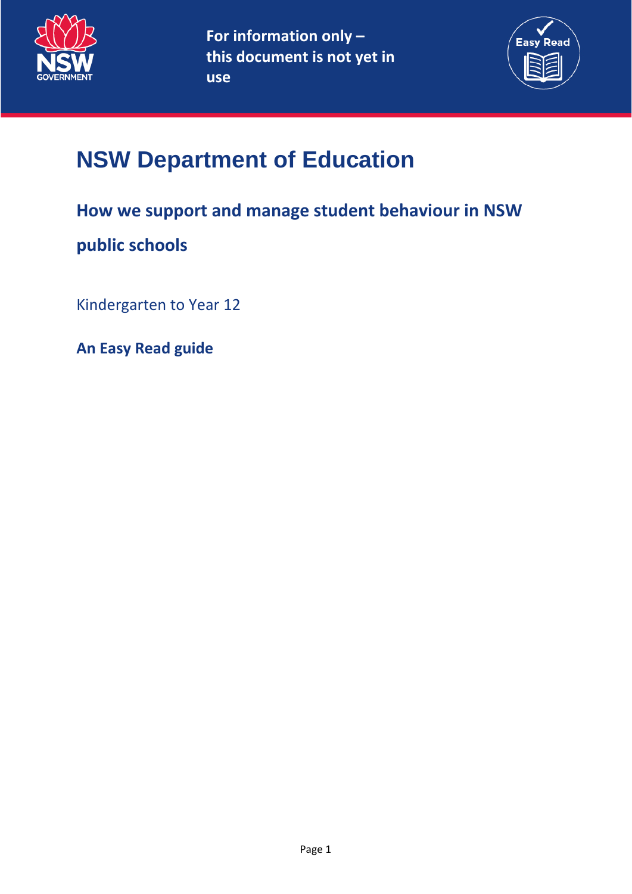For information only – this document is not yet in use

# NSW Department of Education

## How we support and manage student behaviour in NSW public schools

Kindergarten to Year 12

**An Easy Read guide**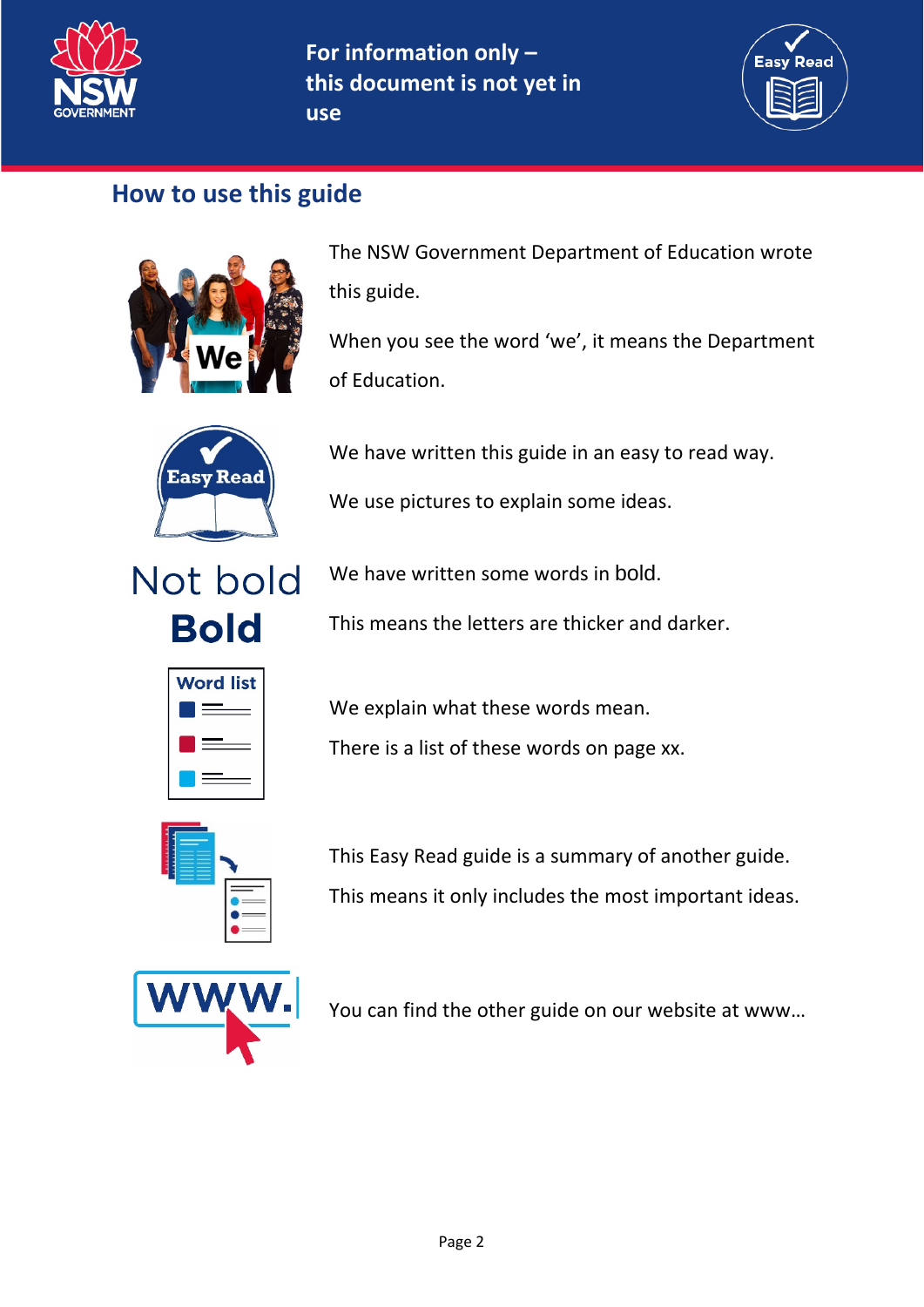For information only – this document is not yet in use

## How to use this guide

The NSW Government Department of Education wrote this guide.

When you see the word 'we', it means the Department of Education.

We have written this guide in an easy to read way.

We use pictures to explain some ideas.

Not bold

**Bold**

We have written some words in **bold**.

This means the letters are thicker and darker.

We explain what these words mean.

There is a list of these words on page xx.

This Easy Read guide is a summary of another guide.

This means it only includes the most important ideas.

You can find the other guide on our website at www…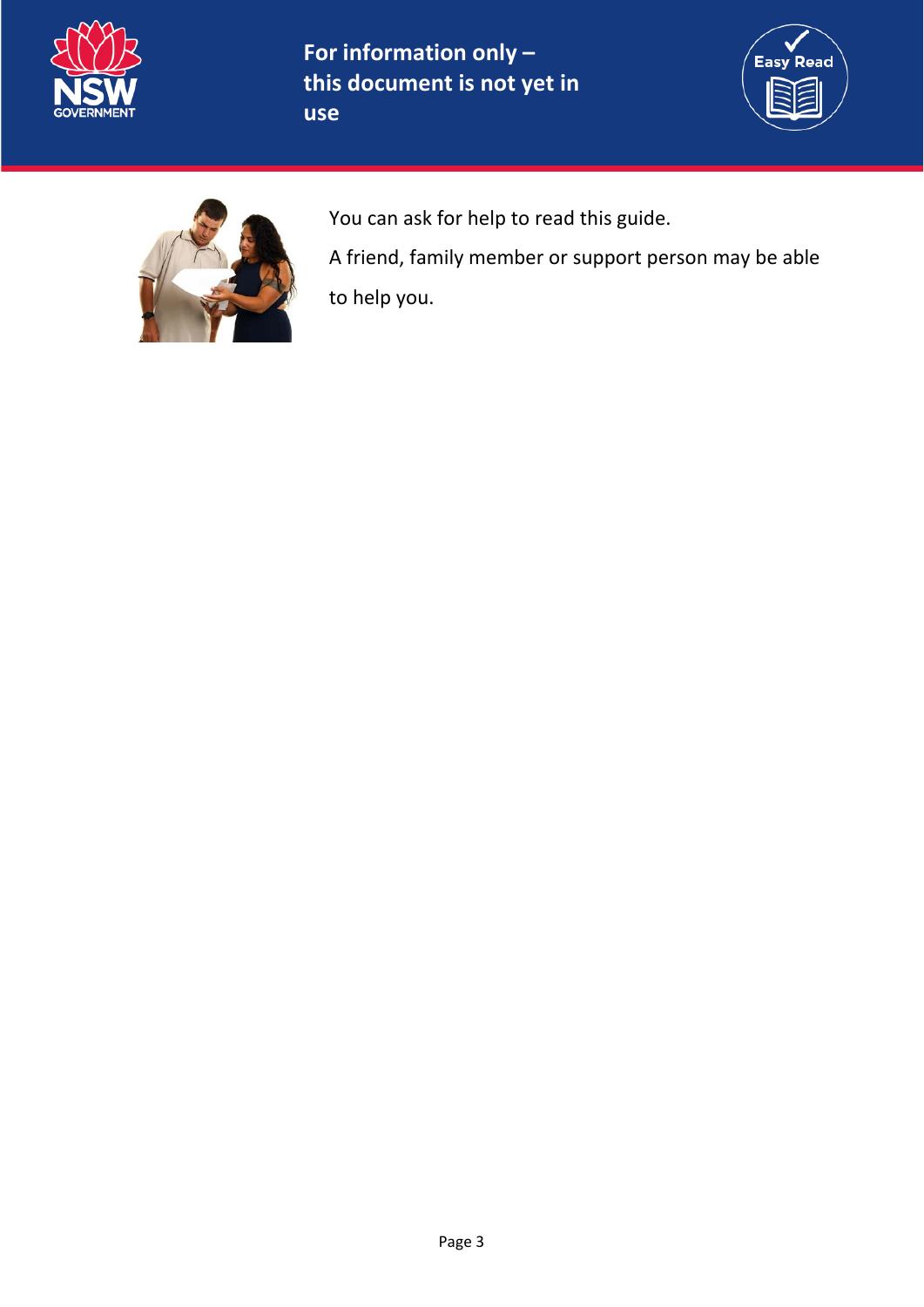You can ask for help to read this guide.

A friend, family member or support person may be able to help you.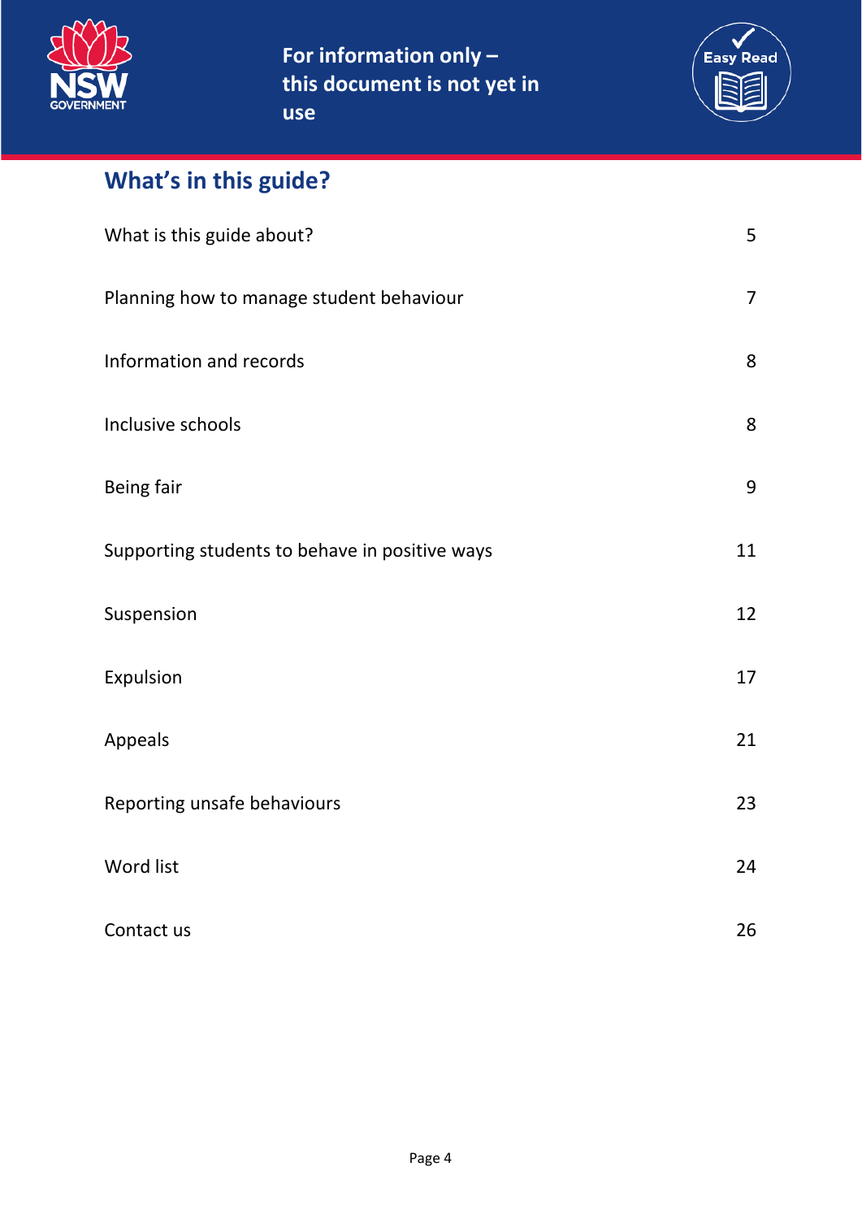For information only – this document is not yet in use

## What's in this guide?

| | |
|---|---|
| What is this guide about? | 5 |
| Planning how to manage student behaviour | 7 |
| Information and records | 8 |
| Inclusive schools | 8 |
| Being fair | 9 |
| Supporting students to behave in positive ways | 11 |
| Suspension | 12 |
| Expulsion | 17 |
| Appeals | 21 |
| Reporting unsafe behaviours | 23 |
| Word list | 24 |
| Contact us | 26 |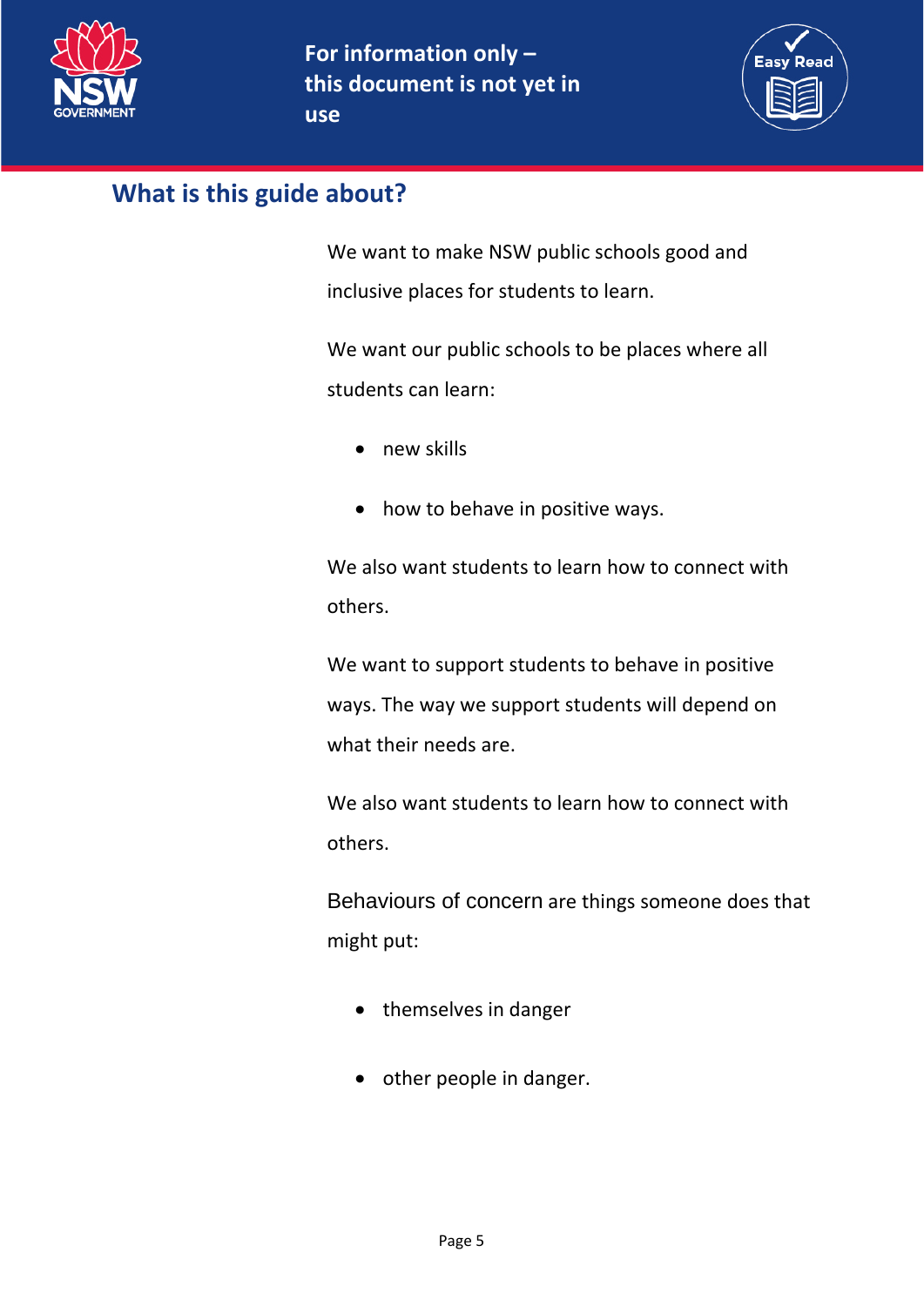## What is this guide about?

We want to make NSW public schools good and inclusive places for students to learn.

We want our public schools to be places where all students can learn:

- new skills
- how to behave in positive ways.

We also want students to learn how to connect with others.

We want to support students to behave in positive ways. The way we support students will depend on what their needs are.

We also want students to learn how to connect with others.

Behaviours of concern are things someone does that might put:

- themselves in danger
- other people in danger.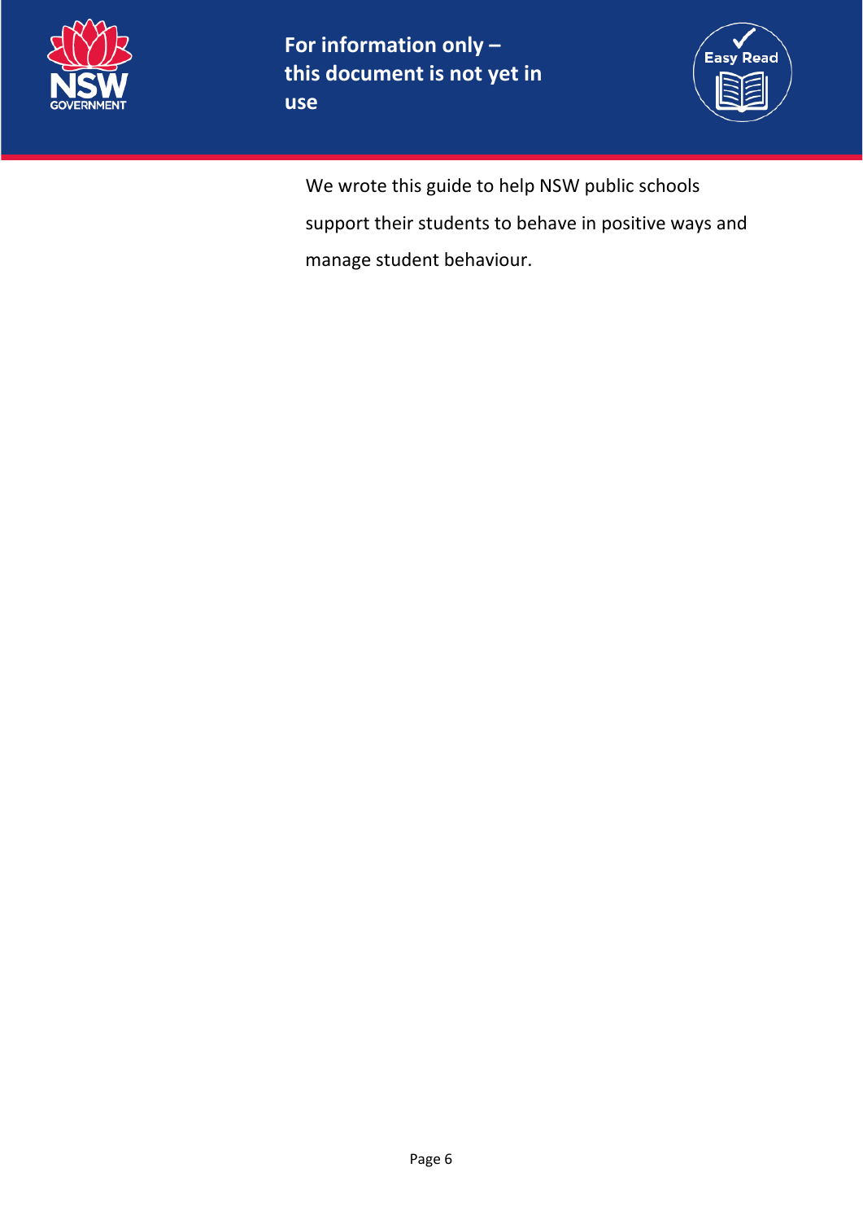We wrote this guide to help NSW public schools support their students to behave in positive ways and manage student behaviour.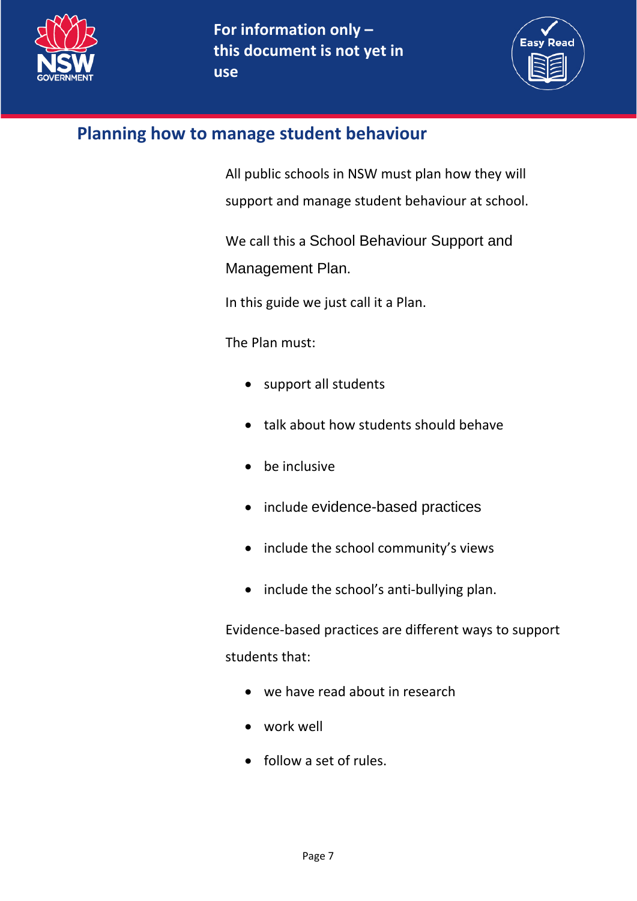## Planning how to manage student behaviour

All public schools in NSW must plan how they will support and manage student behaviour at school.

We call this a School Behaviour Support and Management Plan.

In this guide we just call it a Plan.

The Plan must:

- support all students
- talk about how students should behave
- be inclusive
- include evidence-based practices
- include the school community's views
- include the school's anti-bullying plan.

Evidence-based practices are different ways to support students that:

- we have read about in research
- work well
- follow a set of rules.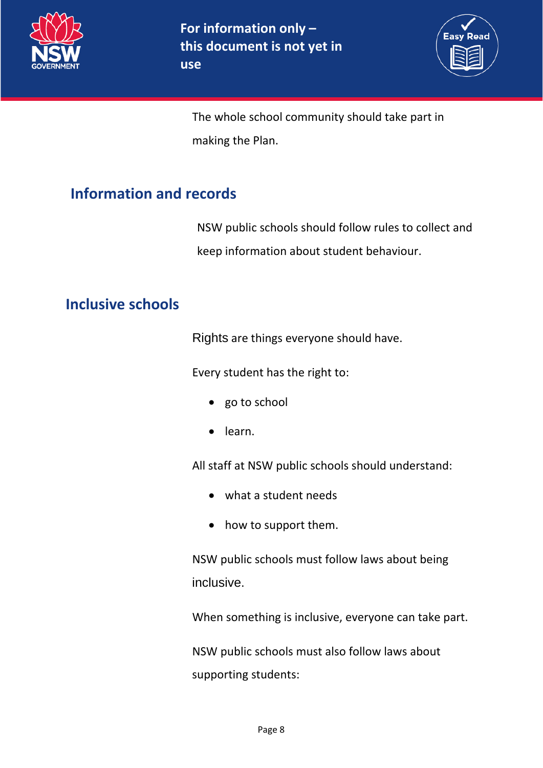The whole school community should take part in making the Plan.

## Information and records

NSW public schools should follow rules to collect and keep information about student behaviour.

## Inclusive schools

Rights are things everyone should have.

Every student has the right to:

- go to school
- learn.

All staff at NSW public schools should understand:

- what a student needs
- how to support them.

NSW public schools must follow laws about being inclusive.

When something is inclusive, everyone can take part.

NSW public schools must also follow laws about supporting students: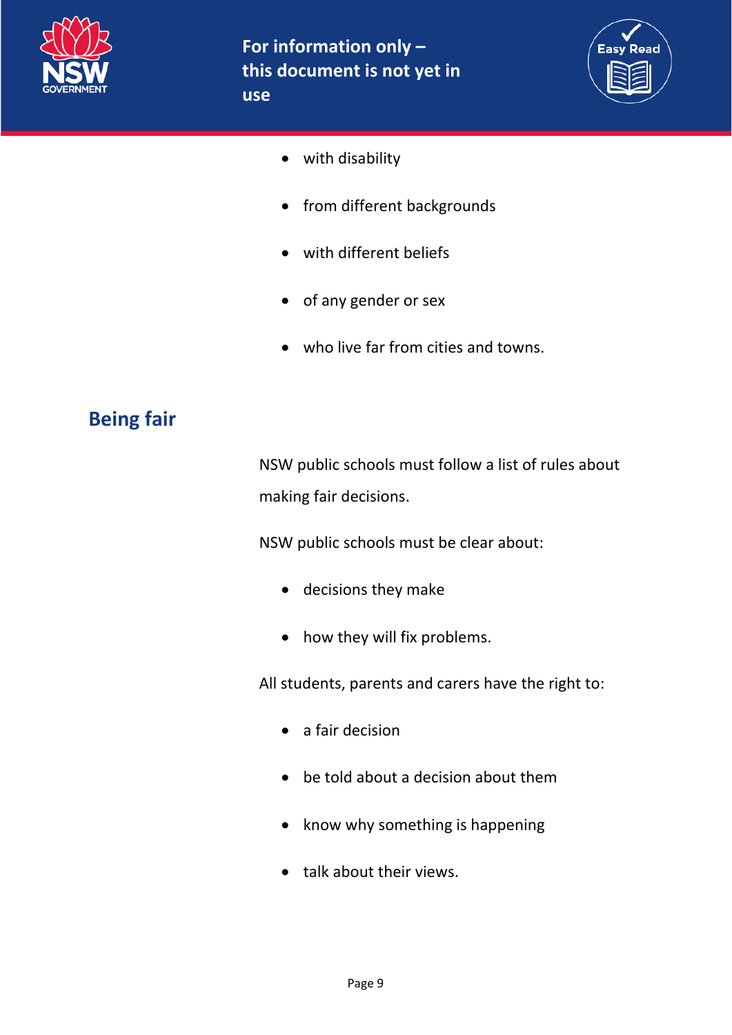- with disability
- from different backgrounds
- with different beliefs
- of any gender or sex
- who live far from cities and towns.

## Being fair

NSW public schools must follow a list of rules about making fair decisions.

NSW public schools must be clear about:

- decisions they make
- how they will fix problems.

All students, parents and carers have the right to:

- a fair decision
- be told about a decision about them
- know why something is happening
- talk about their views.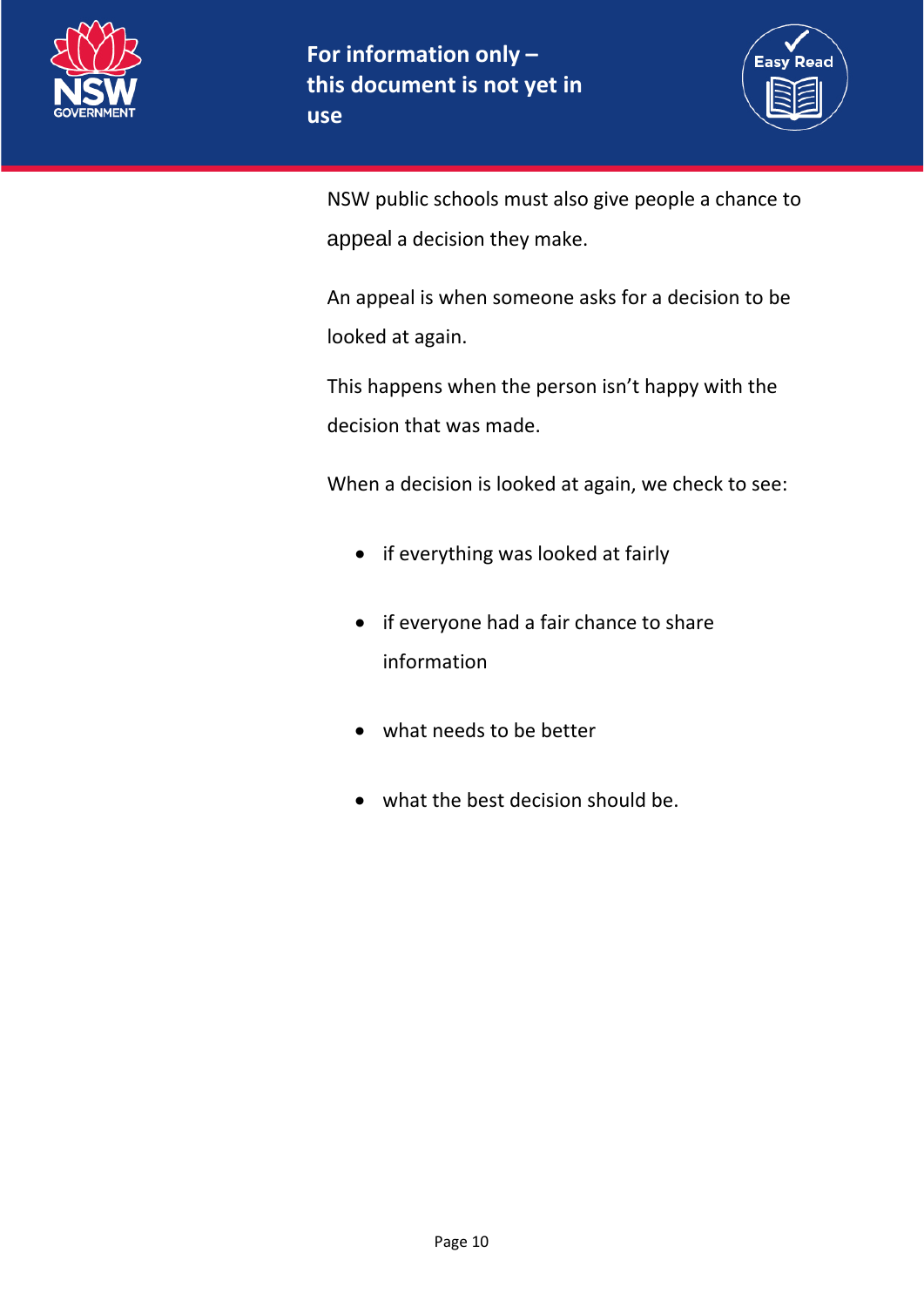NSW public schools must also give people a chance to appeal a decision they make.

An appeal is when someone asks for a decision to be looked at again.

This happens when the person isn't happy with the decision that was made.

When a decision is looked at again, we check to see:

- if everything was looked at fairly
- if everyone had a fair chance to share information
- what needs to be better
- what the best decision should be.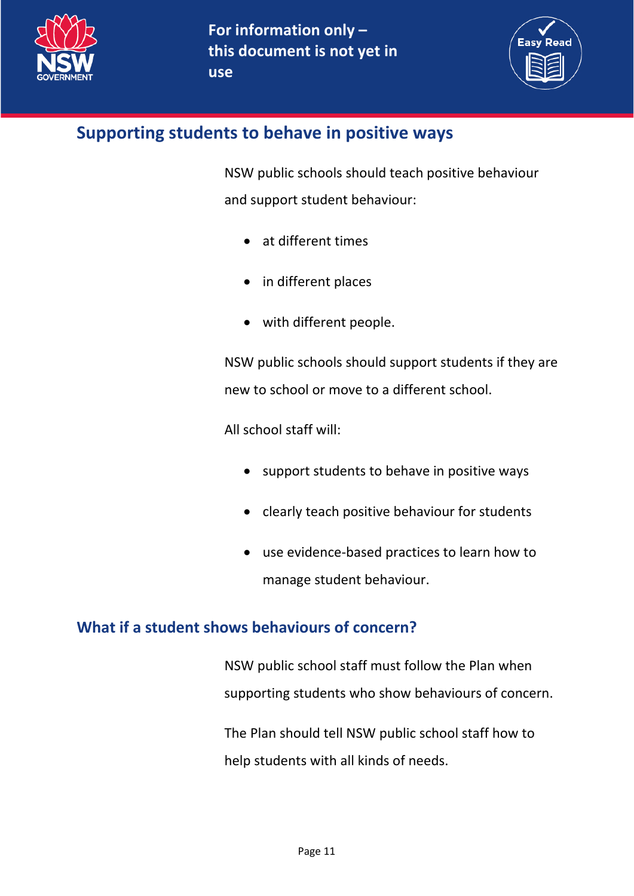## Supporting students to behave in positive ways

NSW public schools should teach positive behaviour and support student behaviour:

- at different times
- in different places
- with different people.

NSW public schools should support students if they are new to school or move to a different school.

All school staff will:

- support students to behave in positive ways
- clearly teach positive behaviour for students
- use evidence-based practices to learn how to manage student behaviour.

## What if a student shows behaviours of concern?

NSW public school staff must follow the Plan when supporting students who show behaviours of concern.

The Plan should tell NSW public school staff how to help students with all kinds of needs.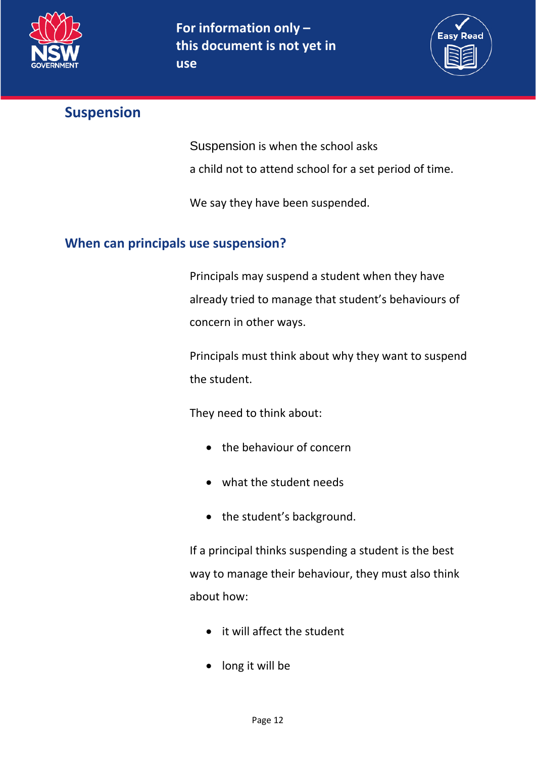## Suspension

Suspension is when the school asks a child not to attend school for a set period of time.

We say they have been suspended.

## When can principals use suspension?

Principals may suspend a student when they have already tried to manage that student's behaviours of concern in other ways.

Principals must think about why they want to suspend the student.

They need to think about:

- the behaviour of concern
- what the student needs
- the student's background.

If a principal thinks suspending a student is the best way to manage their behaviour, they must also think about how:

- it will affect the student
- long it will be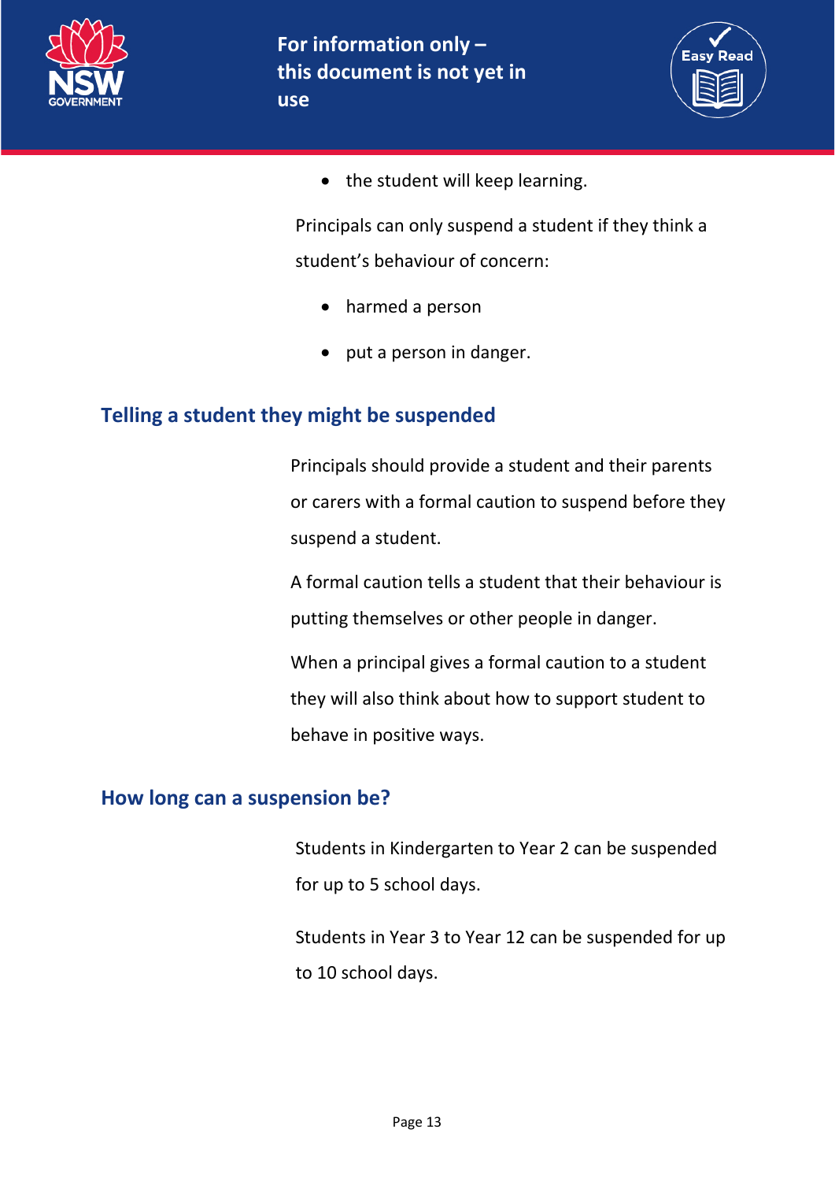- the student will keep learning.

Principals can only suspend a student if they think a student's behaviour of concern:

- harmed a person
- put a person in danger.

## Telling a student they might be suspended

Principals should provide a student and their parents or carers with a formal caution to suspend before they suspend a student.

A formal caution tells a student that their behaviour is putting themselves or other people in danger.

When a principal gives a formal caution to a student they will also think about how to support student to behave in positive ways.

## How long can a suspension be?

Students in Kindergarten to Year 2 can be suspended for up to 5 school days.

Students in Year 3 to Year 12 can be suspended for up to 10 school days.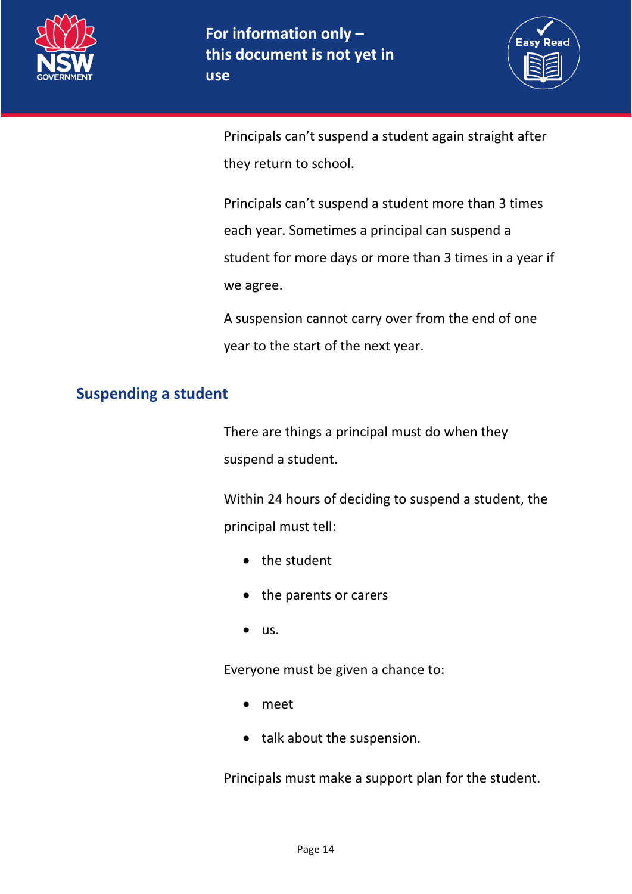Principals can't suspend a student again straight after they return to school.

Principals can't suspend a student more than 3 times each year. Sometimes a principal can suspend a student for more days or more than 3 times in a year if we agree.

A suspension cannot carry over from the end of one year to the start of the next year.

## Suspending a student

There are things a principal must do when they suspend a student.

Within 24 hours of deciding to suspend a student, the principal must tell:

- the student
- the parents or carers
- us.

Everyone must be given a chance to:

- meet
- talk about the suspension.

Principals must make a support plan for the student.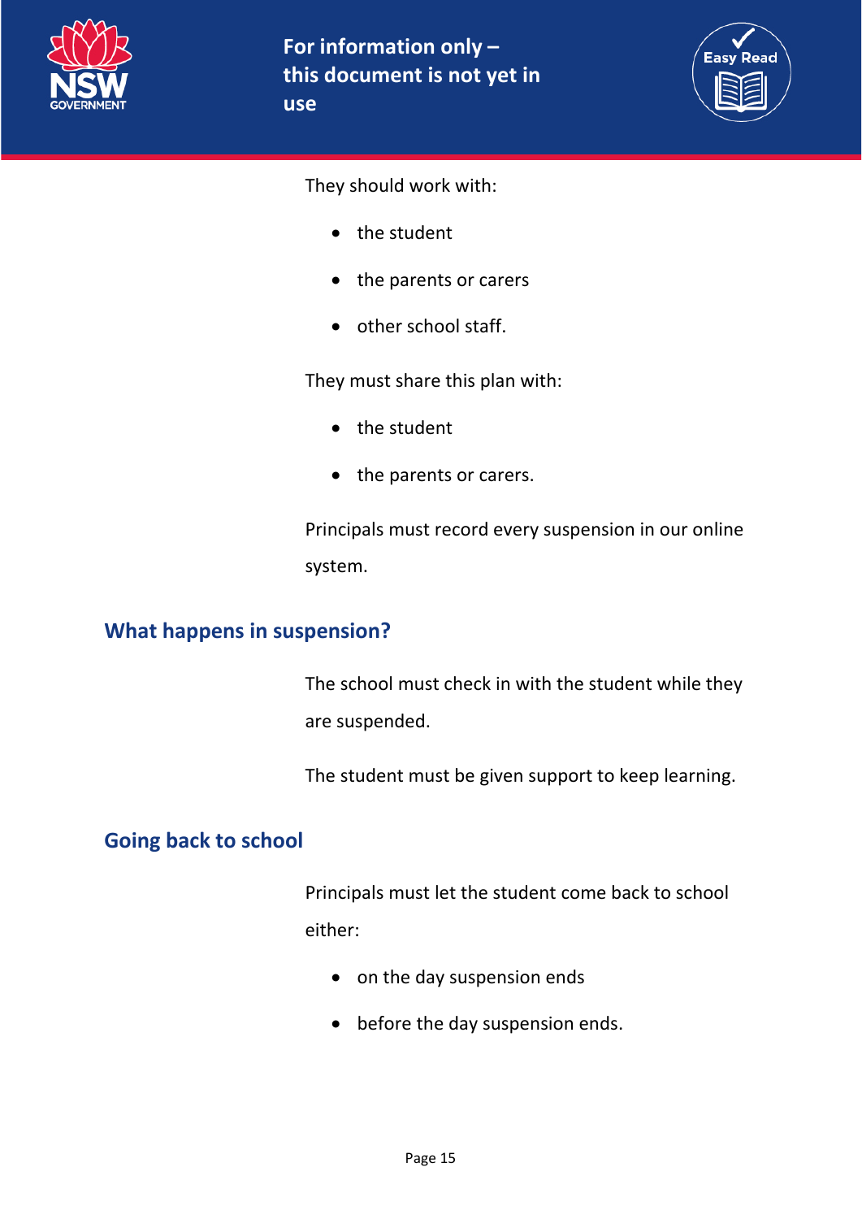They should work with:

- the student
- the parents or carers
- other school staff.

They must share this plan with:

- the student
- the parents or carers.

Principals must record every suspension in our online system.

## What happens in suspension?

The school must check in with the student while they are suspended.

The student must be given support to keep learning.

## Going back to school

Principals must let the student come back to school either:

- on the day suspension ends
- before the day suspension ends.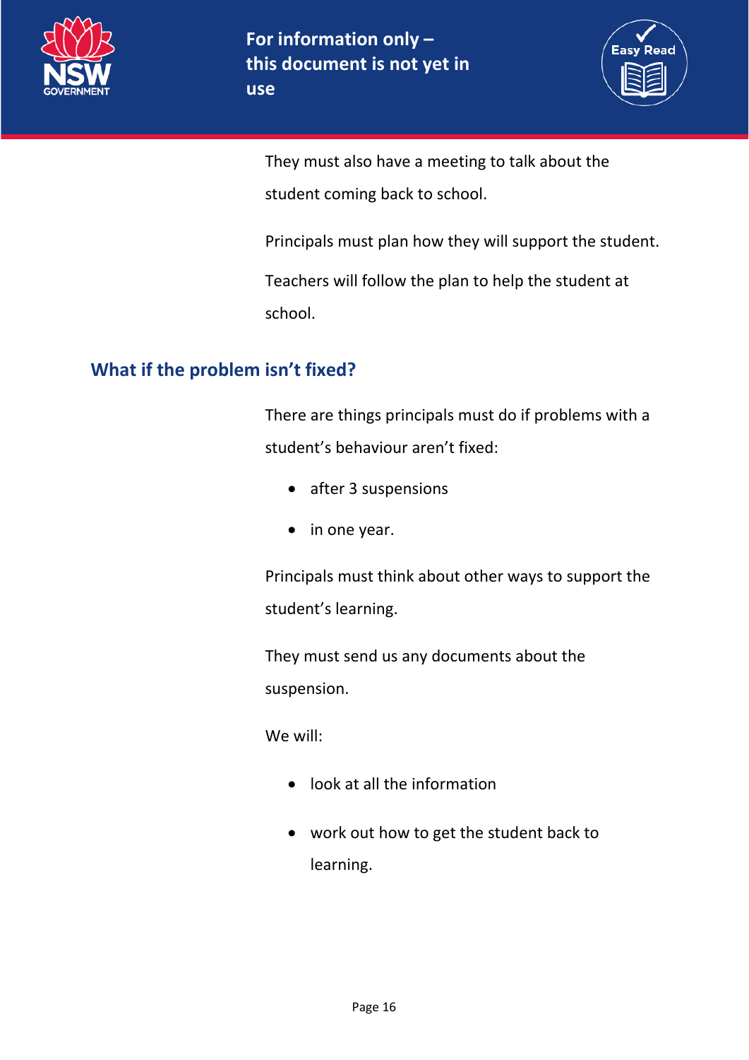They must also have a meeting to talk about the student coming back to school.

Principals must plan how they will support the student.

Teachers will follow the plan to help the student at school.

## What if the problem isn't fixed?

There are things principals must do if problems with a student's behaviour aren't fixed:

- after 3 suspensions
- in one year.

Principals must think about other ways to support the student's learning.

They must send us any documents about the suspension.

We will:

- look at all the information
- work out how to get the student back to learning.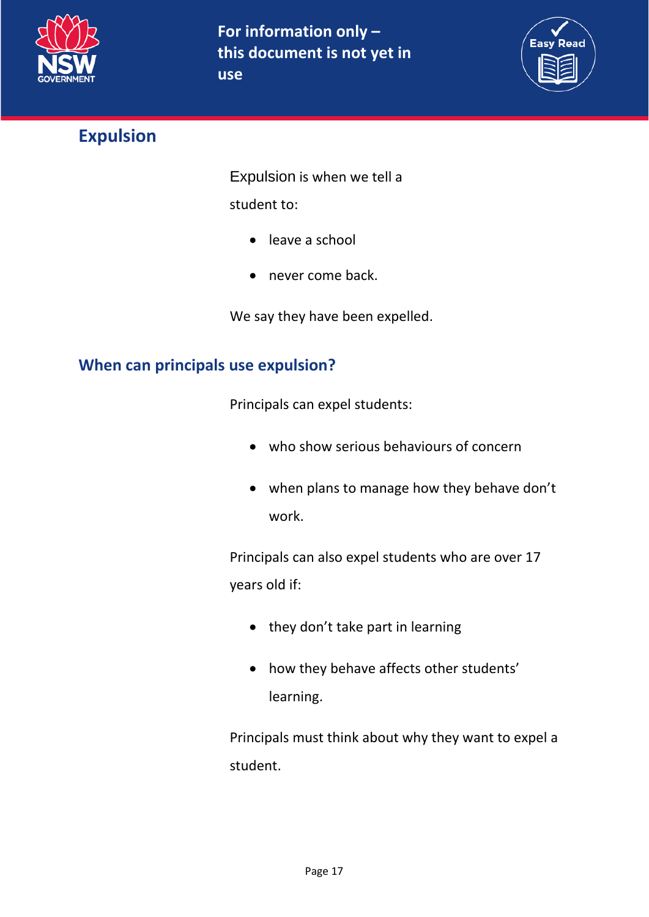## Expulsion

Expulsion is when we tell a student to:

- leave a school
- never come back.

We say they have been expelled.

### When can principals use expulsion?

Principals can expel students:

- who show serious behaviours of concern
- when plans to manage how they behave don't work.

Principals can also expel students who are over 17 years old if:

- they don't take part in learning
- how they behave affects other students' learning.

Principals must think about why they want to expel a student.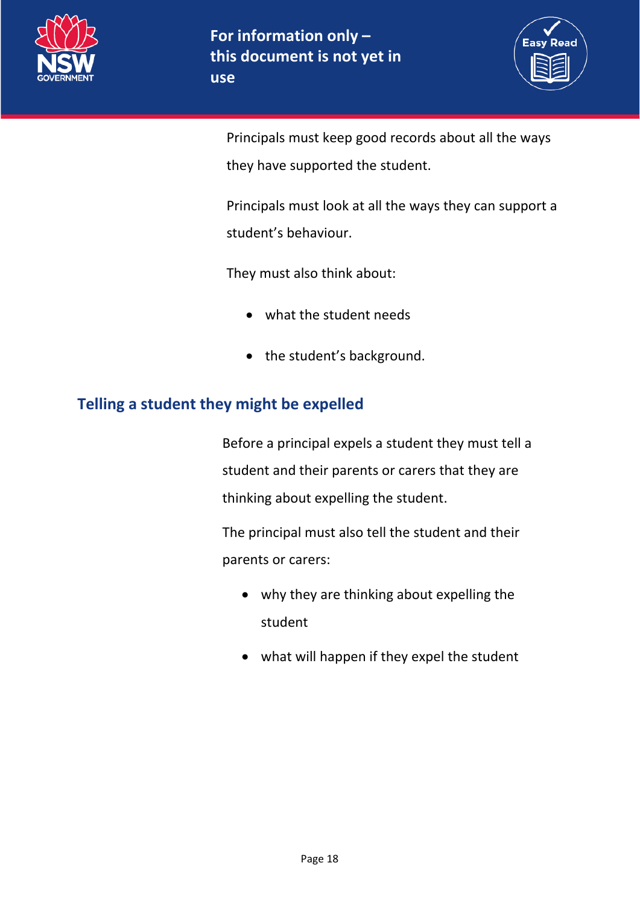Principals must keep good records about all the ways they have supported the student.

Principals must look at all the ways they can support a student's behaviour.

They must also think about:

- what the student needs
- the student's background.

## Telling a student they might be expelled

Before a principal expels a student they must tell a student and their parents or carers that they are thinking about expelling the student.

The principal must also tell the student and their parents or carers:

- why they are thinking about expelling the student
- what will happen if they expel the student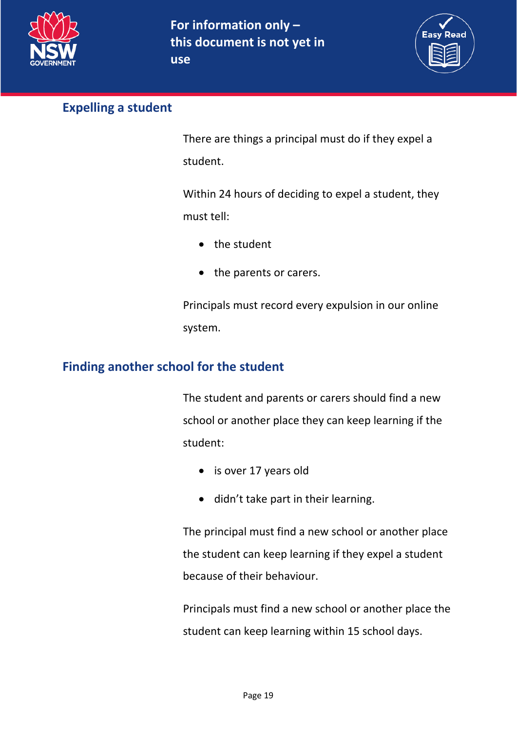## Expelling a student

There are things a principal must do if they expel a student.

Within 24 hours of deciding to expel a student, they must tell:

- the student
- the parents or carers.

Principals must record every expulsion in our online system.

## Finding another school for the student

The student and parents or carers should find a new school or another place they can keep learning if the student:

- is over 17 years old
- didn't take part in their learning.

The principal must find a new school or another place the student can keep learning if they expel a student because of their behaviour.

Principals must find a new school or another place the student can keep learning within 15 school days.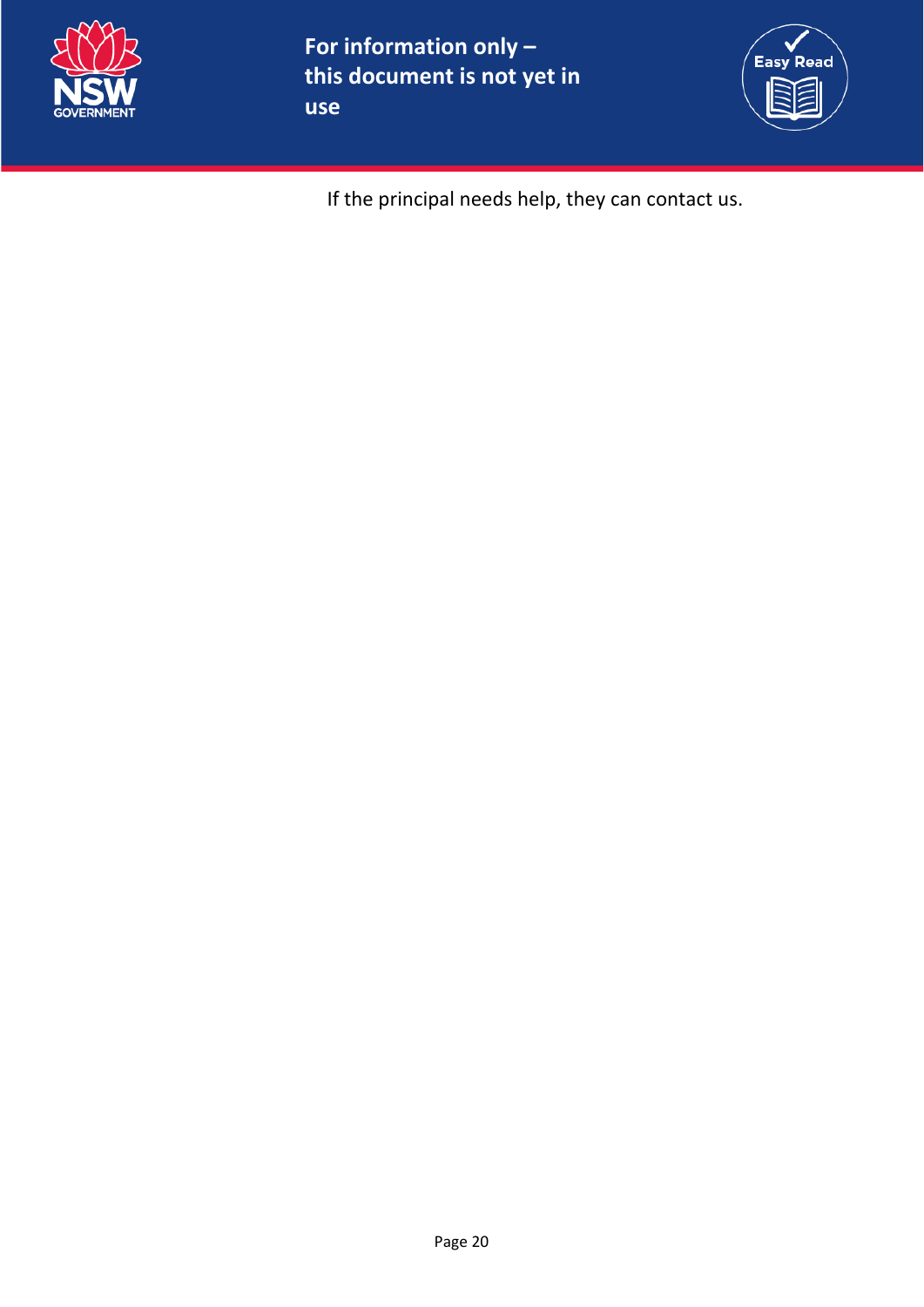If the principal needs help, they can contact us.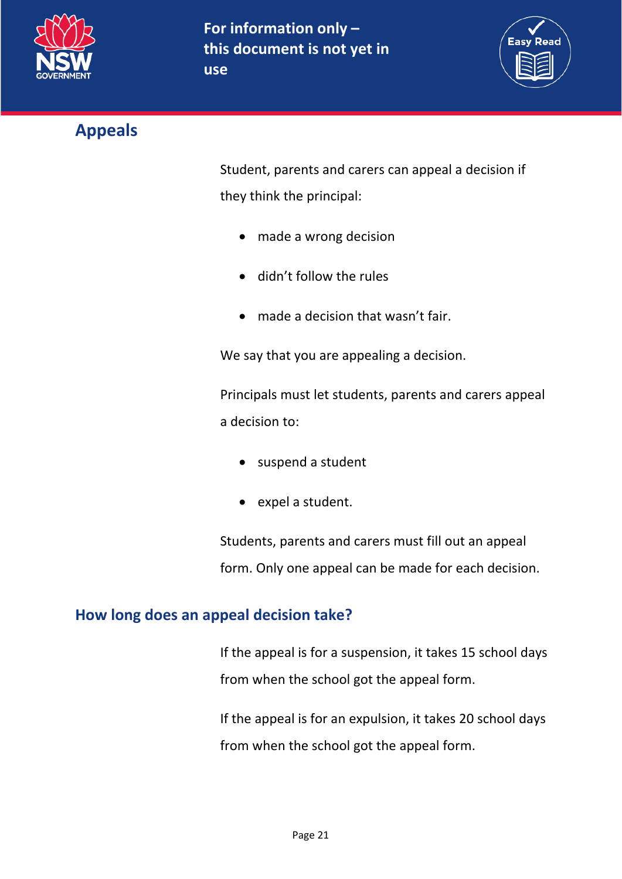## Appeals

Student, parents and carers can appeal a decision if they think the principal:

- made a wrong decision
- didn't follow the rules
- made a decision that wasn't fair.

We say that you are appealing a decision.

Principals must let students, parents and carers appeal a decision to:

- suspend a student
- expel a student.

Students, parents and carers must fill out an appeal form. Only one appeal can be made for each decision.

### How long does an appeal decision take?

If the appeal is for a suspension, it takes 15 school days from when the school got the appeal form.

If the appeal is for an expulsion, it takes 20 school days from when the school got the appeal form.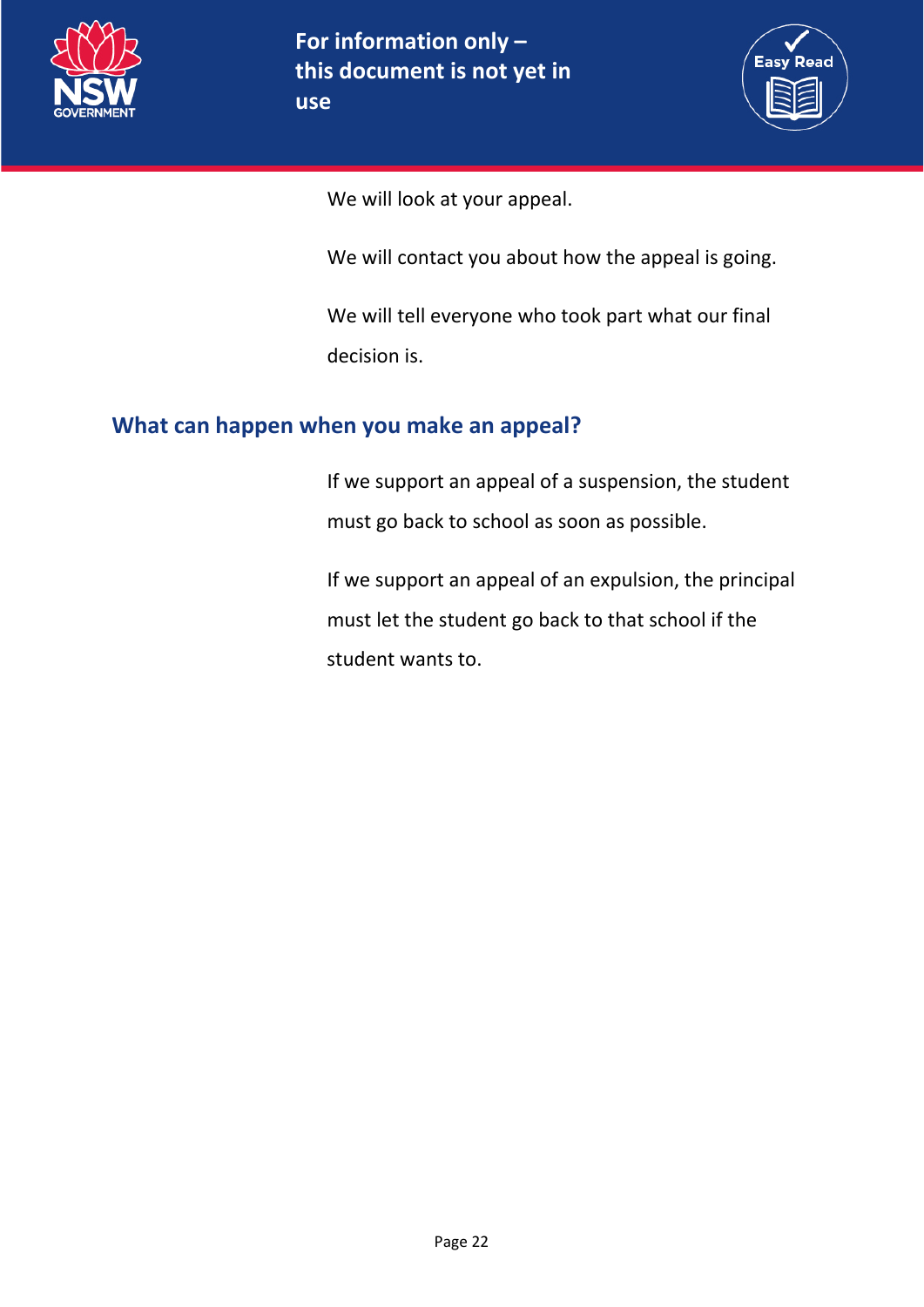We will look at your appeal.

We will contact you about how the appeal is going.

We will tell everyone who took part what our final decision is.

## What can happen when you make an appeal?

If we support an appeal of a suspension, the student must go back to school as soon as possible.

If we support an appeal of an expulsion, the principal must let the student go back to that school if the student wants to.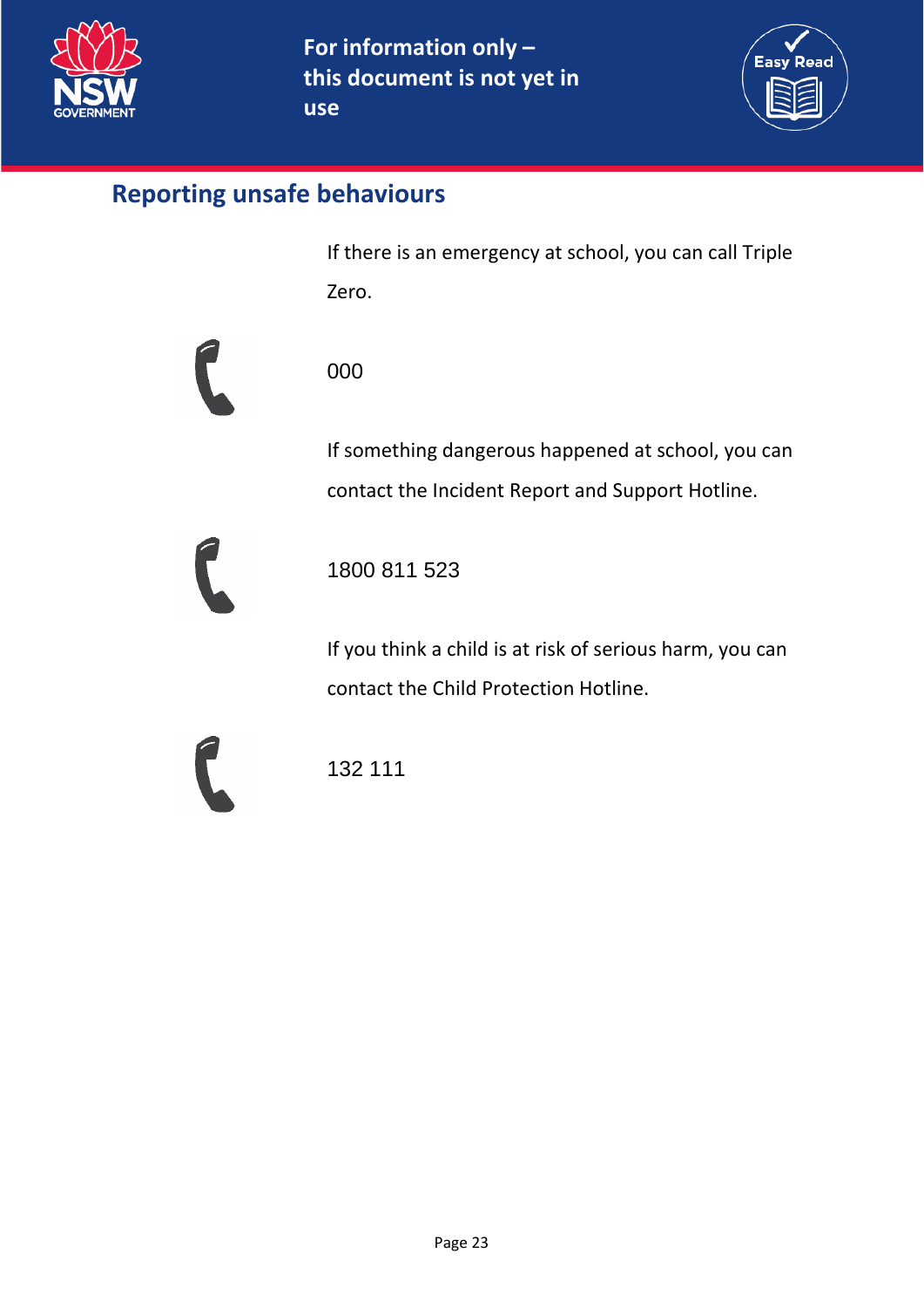## Reporting unsafe behaviours

If there is an emergency at school, you can call Triple Zero.

000

If something dangerous happened at school, you can contact the Incident Report and Support Hotline.

1800 811 523

If you think a child is at risk of serious harm, you can contact the Child Protection Hotline.

132 111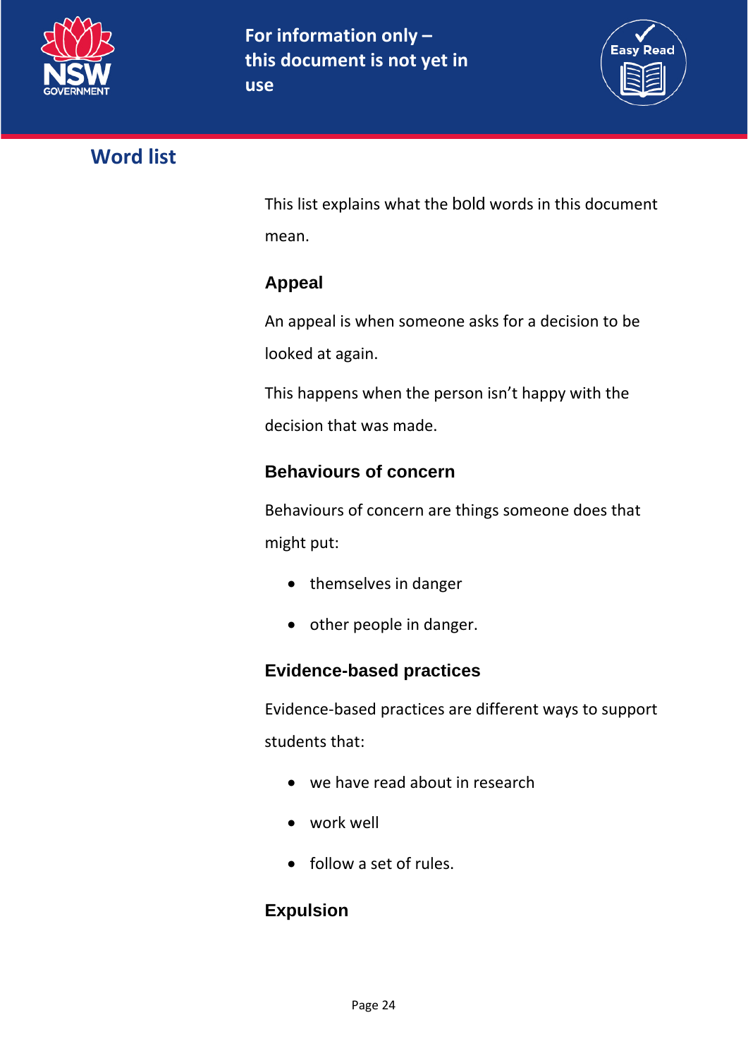## Word list

This list explains what the bold words in this document mean.

### Appeal

An appeal is when someone asks for a decision to be looked at again.

This happens when the person isn't happy with the decision that was made.

### Behaviours of concern

Behaviours of concern are things someone does that might put:

- themselves in danger
- other people in danger.

### Evidence-based practices

Evidence-based practices are different ways to support students that:

- we have read about in research
- work well
- follow a set of rules.

### Expulsion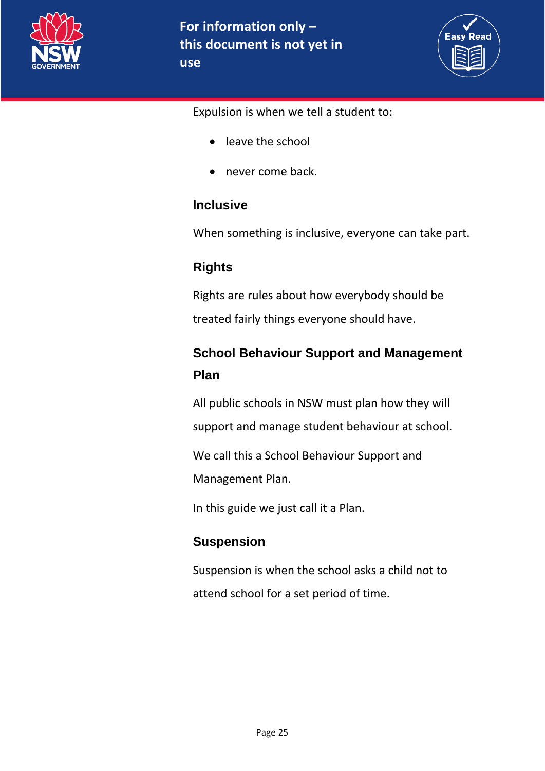Expulsion is when we tell a student to:

- leave the school
- never come back.

### Inclusive

When something is inclusive, everyone can take part.

### Rights

Rights are rules about how everybody should be treated fairly things everyone should have.

### School Behaviour Support and Management Plan

All public schools in NSW must plan how they will support and manage student behaviour at school.

We call this a School Behaviour Support and Management Plan.

In this guide we just call it a Plan.

### Suspension

Suspension is when the school asks a child not to attend school for a set period of time.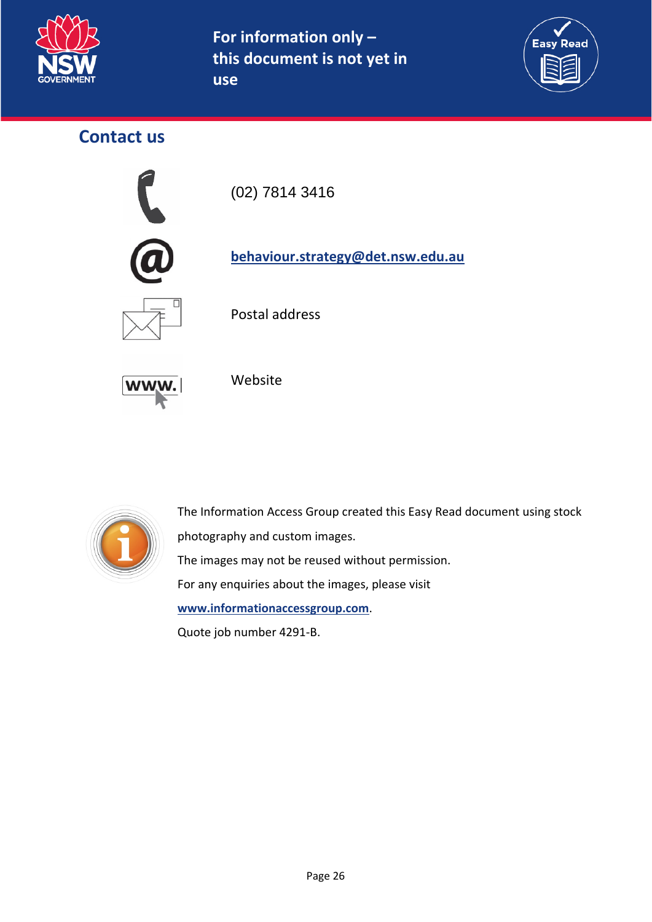For information only – this document is not yet in use

## Contact us

(02) 7814 3416

behaviour.strategy@det.nsw.edu.au

Postal address

Website

The Information Access Group created this Easy Read document using stock photography and custom images.

The images may not be reused without permission.

For any enquiries about the images, please visit www.informationaccessgroup.com.

Quote job number 4291-B.